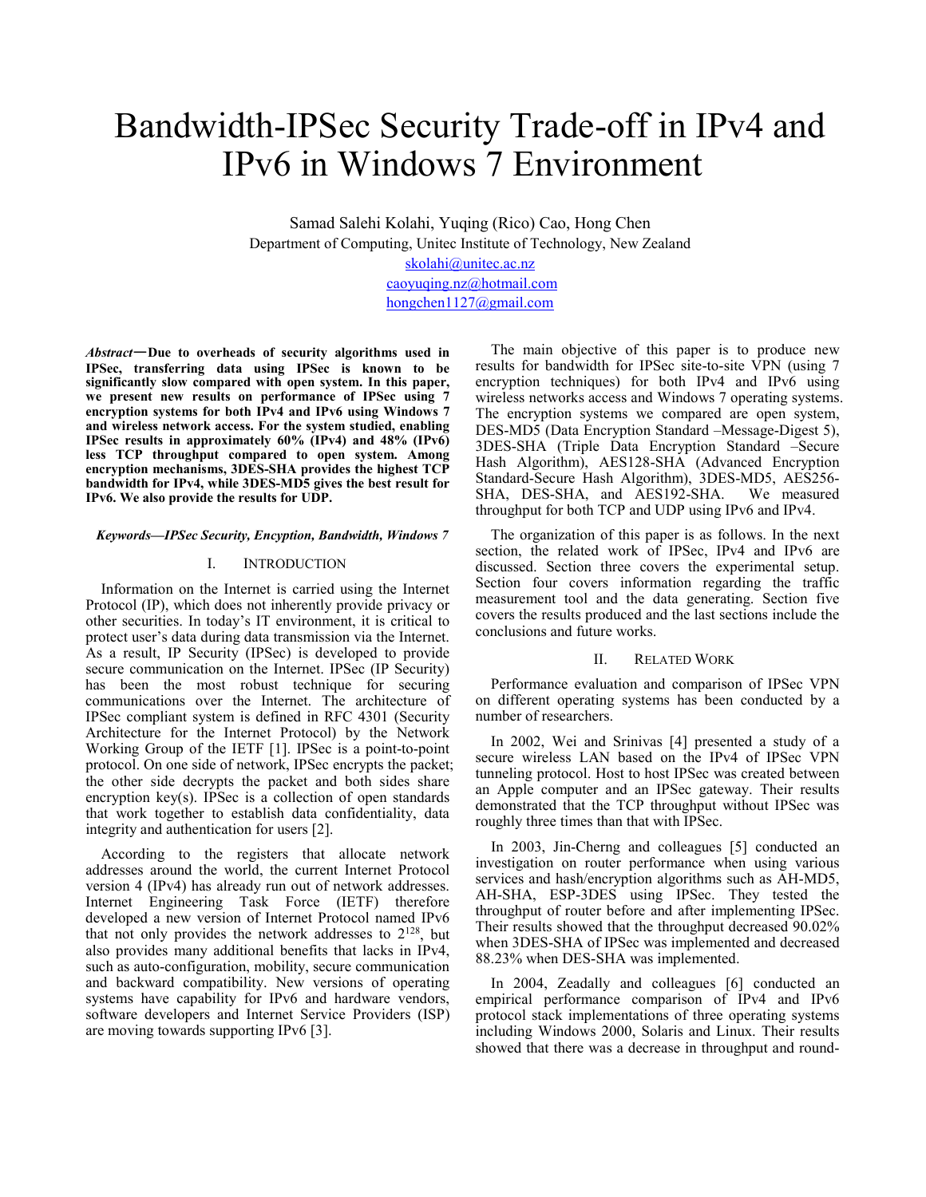# Bandwidth-IPSec Security Trade-off in IPv4 and IPv6 in Windows 7 Environment

Samad Salehi Kolahi, Yuqing (Rico) Cao, Hong Chen

Department of Computing, Unitec Institute of Technology, New Zealand

skolahi@unitec.ac.nz

caoyuqing.nz@hotmail.com

hongchen1127@gmail.com

***Abstract*—Due to overheads of security algorithms used in IPSec, transferring data using IPSec is known to be significantly slow compared with open system. In this paper, we present new results on performance of IPSec using 7 encryption systems for both IPv4 and IPv6 using Windows 7 and wireless network access. For the system studied, enabling IPSec results in approximately 60% (IPv4) and 48% (IPv6) less TCP throughput compared to open system. Among encryption mechanisms, 3DES-SHA provides the highest TCP bandwidth for IPv4, while 3DES-MD5 gives the best result for IPv6. We also provide the results for UDP.**

***Keywords—IPSec Security, Encyption, Bandwidth, Windows 7***

## I. INTRODUCTION

Information on the Internet is carried using the Internet Protocol (IP), which does not inherently provide privacy or other securities. In today's IT environment, it is critical to protect user's data during data transmission via the Internet. As a result, IP Security (IPSec) is developed to provide secure communication on the Internet. IPSec (IP Security) has been the most robust technique for securing communications over the Internet. The architecture of IPSec compliant system is defined in RFC 4301 (Security Architecture for the Internet Protocol) by the Network Working Group of the IETF [1]. IPSec is a point-to-point protocol. On one side of network, IPSec encrypts the packet; the other side decrypts the packet and both sides share encryption key(s). IPSec is a collection of open standards that work together to establish data confidentiality, data integrity and authentication for users [2].

According to the registers that allocate network addresses around the world, the current Internet Protocol version 4 (IPv4) has already run out of network addresses. Internet Engineering Task Force (IETF) therefore developed a new version of Internet Protocol named IPv6 that not only provides the network addresses to $2^{128}$, but also provides many additional benefits that lacks in IPv4, such as auto-configuration, mobility, secure communication and backward compatibility. New versions of operating systems have capability for IPv6 and hardware vendors, software developers and Internet Service Providers (ISP) are moving towards supporting IPv6 [3].

The main objective of this paper is to produce new results for bandwidth for IPSec site-to-site VPN (using 7 encryption techniques) for both IPv4 and IPv6 using wireless networks access and Windows 7 operating systems. The encryption systems we compared are open system, DES-MD5 (Data Encryption Standard –Message-Digest 5), 3DES-SHA (Triple Data Encryption Standard –Secure Hash Algorithm), AES128-SHA (Advanced Encryption Standard-Secure Hash Algorithm), 3DES-MD5, AES256-SHA, DES-SHA, and AES192-SHA. We measured throughput for both TCP and UDP using IPv6 and IPv4.

The organization of this paper is as follows. In the next section, the related work of IPSec, IPv4 and IPv6 are discussed. Section three covers the experimental setup. Section four covers information regarding the traffic measurement tool and the data generating. Section five covers the results produced and the last sections include the conclusions and future works.

## II. RELATED WORK

Performance evaluation and comparison of IPSec VPN on different operating systems has been conducted by a number of researchers.

In 2002, Wei and Srinivas [4] presented a study of a secure wireless LAN based on the IPv4 of IPSec VPN tunneling protocol. Host to host IPSec was created between an Apple computer and an IPSec gateway. Their results demonstrated that the TCP throughput without IPSec was roughly three times than that with IPSec.

In 2003, Jin-Cherng and colleagues [5] conducted an investigation on router performance when using various services and hash/encryption algorithms such as AH-MD5, AH-SHA, ESP-3DES using IPSec. They tested the throughput of router before and after implementing IPSec. Their results showed that the throughput decreased 90.02% when 3DES-SHA of IPSec was implemented and decreased 88.23% when DES-SHA was implemented.

In 2004, Zeadally and colleagues [6] conducted an empirical performance comparison of IPv4 and IPv6 protocol stack implementations of three operating systems including Windows 2000, Solaris and Linux. Their results showed that there was a decrease in throughput and round-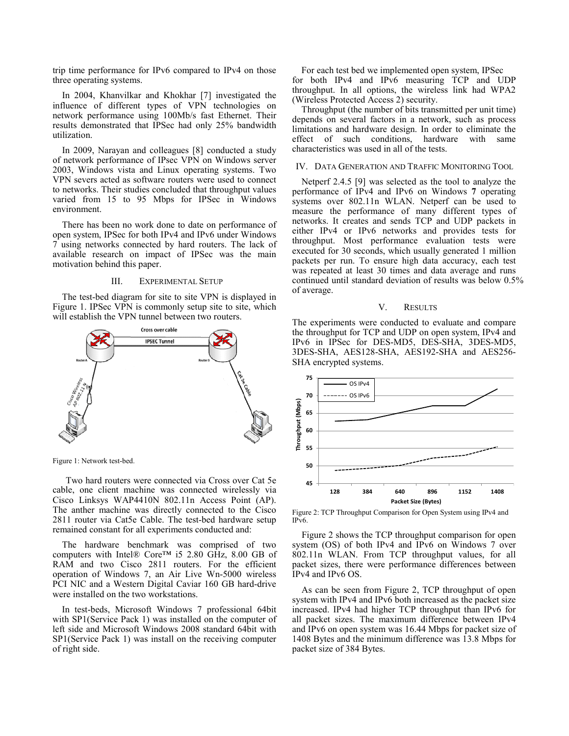trip time performance for IPv6 compared to IPv4 on those three operating systems.

In 2004, Khanvilkar and Khokhar [7] investigated the influence of different types of VPN technologies on network performance using 100Mb/s fast Ethernet. Their results demonstrated that IPSec had only 25% bandwidth utilization.

In 2009, Narayan and colleagues [8] conducted a study of network performance of IPsec VPN on Windows server 2003, Windows vista and Linux operating systems. Two VPN severs acted as software routers were used to connect to networks. Their studies concluded that throughput values varied from 15 to 95 Mbps for IPSec in Windows environment.

There has been no work done to date on performance of open system, IPSec for both IPv4 and IPv6 under Windows 7 using networks connected by hard routers. The lack of available research on impact of IPSec was the main motivation behind this paper.

## III. EXPERIMENTAL SETUP

The test-bed diagram for site to site VPN is displayed in Figure 1. IPSec VPN is commonly setup site to site, which will establish the VPN tunnel between two routers.

Figure 1: Network test-bed.

Two hard routers were connected via Cross over Cat 5e cable, one client machine was connected wirelessly via Cisco Linksys WAP4410N 802.11n Access Point (AP). The anther machine was directly connected to the Cisco 2811 router via Cat5e Cable. The test-bed hardware setup remained constant for all experiments conducted and:

The hardware benchmark was comprised of two computers with Intel® Core™ i5 2.80 GHz, 8.00 GB of RAM and two Cisco 2811 routers. For the efficient operation of Windows 7, an Air Live Wn-5000 wireless PCI NIC and a Western Digital Caviar 160 GB hard-drive were installed on the two workstations.

In test-beds, Microsoft Windows 7 professional 64bit with SP1(Service Pack 1) was installed on the computer of left side and Microsoft Windows 2008 standard 64bit with SP1(Service Pack 1) was install on the receiving computer of right side.

For each test bed we implemented open system, IPSec for both IPv4 and IPv6 measuring TCP and UDP throughput. In all options, the wireless link had WPA2 (Wireless Protected Access 2) security.

Throughput (the number of bits transmitted per unit time) depends on several factors in a network, such as process limitations and hardware design. In order to eliminate the effect of such conditions, hardware with same characteristics was used in all of the tests.

## IV. DATA GENERATION AND TRAFFIC MONITORING TOOL

Netperf 2.4.5 [9] was selected as the tool to analyze the performance of IPv4 and IPv6 on Windows **7** operating systems over 802.11n WLAN. Netperf can be used to measure the performance of many different types of networks. It creates and sends TCP and UDP packets in either IPv4 or IPv6 networks and provides tests for throughput. Most performance evaluation tests were executed for 30 seconds, which usually generated 1 million packets per run. To ensure high data accuracy, each test was repeated at least 30 times and data average and runs continued until standard deviation of results was below 0.5% of average.

## V. RESULTS

The experiments were conducted to evaluate and compare the throughput for TCP and UDP on open system, IPv4 and IPv6 in IPSec for DES-MD5, DES-SHA, 3DES-MD5, 3DES-SHA, AES128-SHA, AES192-SHA and AES256-SHA encrypted systems.

Figure 2: TCP Throughput Comparison for Open System using IPv4 and IPv6.

Figure 2 shows the TCP throughput comparison for open system (OS) of both IPv4 and IPv6 on Windows 7 over 802.11n WLAN. From TCP throughput values, for all packet sizes, there were performance differences between IPv4 and IPv6 OS.

As can be seen from Figure 2, TCP throughput of open system with IPv4 and IPv6 both increased as the packet size increased. IPv4 had higher TCP throughput than IPv6 for all packet sizes. The maximum difference between IPv4 and IPv6 on open system was 16.44 Mbps for packet size of 1408 Bytes and the minimum difference was 13.8 Mbps for packet size of 384 Bytes.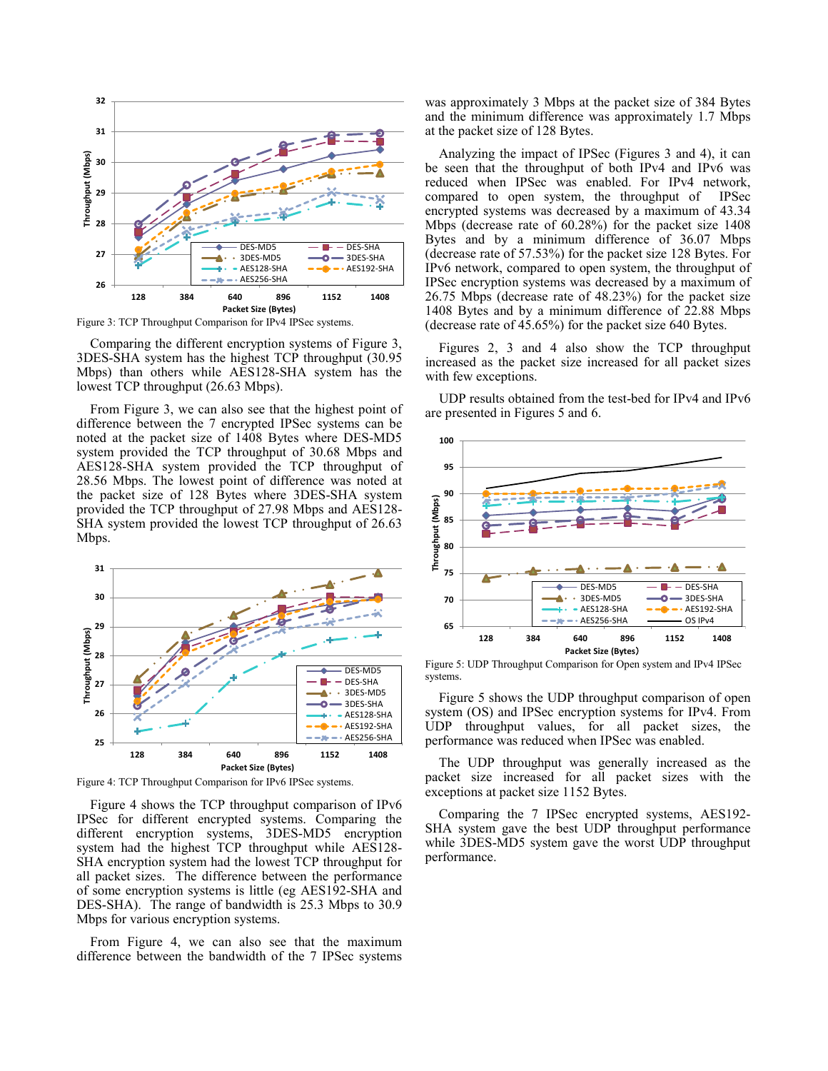Figure 3: TCP Throughput Comparison for IPv4 IPSec systems.

Comparing the different encryption systems of Figure 3, 3DES-SHA system has the highest TCP throughput (30.95 Mbps) than others while AES128-SHA system has the lowest TCP throughput (26.63 Mbps).

From Figure 3, we can also see that the highest point of difference between the 7 encrypted IPSec systems can be noted at the packet size of 1408 Bytes where DES-MD5 system provided the TCP throughput of 30.68 Mbps and AES128-SHA system provided the TCP throughput of 28.56 Mbps. The lowest point of difference was noted at the packet size of 128 Bytes where 3DES-SHA system provided the TCP throughput of 27.98 Mbps and AES128-SHA system provided the lowest TCP throughput of 26.63 Mbps.

Figure 4: TCP Throughput Comparison for IPv6 IPSec systems.

Figure 4 shows the TCP throughput comparison of IPv6 IPSec for different encrypted systems. Comparing the different encryption systems, 3DES-MD5 encryption system had the highest TCP throughput while AES128-SHA encryption system had the lowest TCP throughput for all packet sizes. The difference between the performance of some encryption systems is little (eg AES192-SHA and DES-SHA). The range of bandwidth is 25.3 Mbps to 30.9 Mbps for various encryption systems.

From Figure 4, we can also see that the maximum difference between the bandwidth of the 7 IPSec systems was approximately 3 Mbps at the packet size of 384 Bytes and the minimum difference was approximately 1.7 Mbps at the packet size of 128 Bytes.

Analyzing the impact of IPSec (Figures 3 and 4), it can be seen that the throughput of both IPv4 and IPv6 was reduced when IPSec was enabled. For IPv4 network, compared to open system, the throughput of IPSec encrypted systems was decreased by a maximum of 43.34 Mbps (decrease rate of 60.28%) for the packet size 1408 Bytes and by a minimum difference of 36.07 Mbps (decrease rate of 57.53%) for the packet size 128 Bytes. For IPv6 network, compared to open system, the throughput of IPSec encryption systems was decreased by a maximum of 26.75 Mbps (decrease rate of 48.23%) for the packet size 1408 Bytes and by a minimum difference of 22.88 Mbps (decrease rate of 45.65%) for the packet size 640 Bytes.

Figures 2, 3 and 4 also show the TCP throughput increased as the packet size increased for all packet sizes with few exceptions.

UDP results obtained from the test-bed for IPv4 and IPv6 are presented in Figures 5 and 6.

Figure 5: UDP Throughput Comparison for Open system and IPv4 IPSec systems.

Figure 5 shows the UDP throughput comparison of open system (OS) and IPSec encryption systems for IPv4. From UDP throughput values, for all packet sizes, the performance was reduced when IPSec was enabled.

The UDP throughput was generally increased as the packet size increased for all packet sizes with the exceptions at packet size 1152 Bytes.

Comparing the 7 IPSec encrypted systems, AES192-SHA system gave the best UDP throughput performance while 3DES-MD5 system gave the worst UDP throughput performance.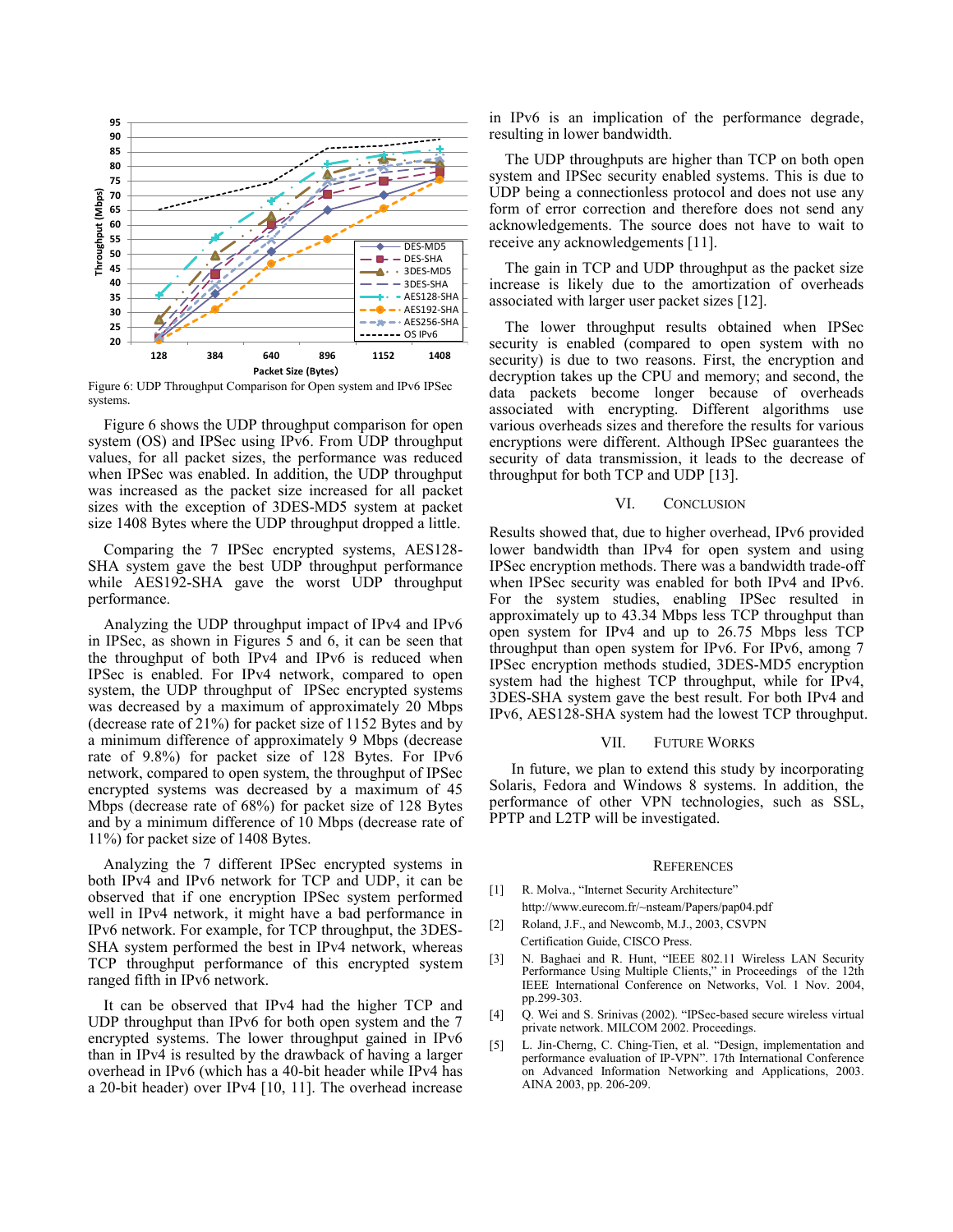Figure 6: UDP Throughput Comparison for Open system and IPv6 IPSec systems.

Figure 6 shows the UDP throughput comparison for open system (OS) and IPSec using IPv6. From UDP throughput values, for all packet sizes, the performance was reduced when IPSec was enabled. In addition, the UDP throughput was increased as the packet size increased for all packet sizes with the exception of 3DES-MD5 system at packet size 1408 Bytes where the UDP throughput dropped a little.

Comparing the 7 IPSec encrypted systems, AES128-SHA system gave the best UDP throughput performance while AES192-SHA gave the worst UDP throughput performance.

Analyzing the UDP throughput impact of IPv4 and IPv6 in IPSec, as shown in Figures 5 and 6, it can be seen that the throughput of both IPv4 and IPv6 is reduced when IPSec is enabled. For IPv4 network, compared to open system, the UDP throughput of IPSec encrypted systems was decreased by a maximum of approximately 20 Mbps (decrease rate of 21%) for packet size of 1152 Bytes and by a minimum difference of approximately 9 Mbps (decrease rate of 9.8%) for packet size of 128 Bytes. For IPv6 network, compared to open system, the throughput of IPSec encrypted systems was decreased by a maximum of 45 Mbps (decrease rate of 68%) for packet size of 128 Bytes and by a minimum difference of 10 Mbps (decrease rate of 11%) for packet size of 1408 Bytes.

Analyzing the 7 different IPSec encrypted systems in both IPv4 and IPv6 network for TCP and UDP, it can be observed that if one encryption IPSec system performed well in IPv4 network, it might have a bad performance in IPv6 network. For example, for TCP throughput, the 3DES-SHA system performed the best in IPv4 network, whereas TCP throughput performance of this encrypted system ranged fifth in IPv6 network.

It can be observed that IPv4 had the higher TCP and UDP throughput than IPv6 for both open system and the 7 encrypted systems. The lower throughput gained in IPv6 than in IPv4 is resulted by the drawback of having a larger overhead in IPv6 (which has a 40-bit header while IPv4 has a 20-bit header) over IPv4 [10, 11]. The overhead increase in IPv6 is an implication of the performance degrade, resulting in lower bandwidth.

The UDP throughputs are higher than TCP on both open system and IPSec security enabled systems. This is due to UDP being a connectionless protocol and does not use any form of error correction and therefore does not send any acknowledgements. The source does not have to wait to receive any acknowledgements [11].

The gain in TCP and UDP throughput as the packet size increase is likely due to the amortization of overheads associated with larger user packet sizes [12].

The lower throughput results obtained when IPSec security is enabled (compared to open system with no security) is due to two reasons. First, the encryption and decryption takes up the CPU and memory; and second, the data packets become longer because of overheads associated with encrypting. Different algorithms use various overheads sizes and therefore the results for various encryptions were different. Although IPSec guarantees the security of data transmission, it leads to the decrease of throughput for both TCP and UDP [13].

## VI. Conclusion

Results showed that, due to higher overhead, IPv6 provided lower bandwidth than IPv4 for open system and using IPSec encryption methods. There was a bandwidth trade-off when IPSec security was enabled for both IPv4 and IPv6. For the system studies, enabling IPSec resulted in approximately up to 43.34 Mbps less TCP throughput than open system for IPv4 and up to 26.75 Mbps less TCP throughput than open system for IPv6. For IPv6, among 7 IPSec encryption methods studied, 3DES-MD5 encryption system had the highest TCP throughput, while for IPv4, 3DES-SHA system gave the best result. For both IPv4 and IPv6, AES128-SHA system had the lowest TCP throughput.

## VII. Future Works

In future, we plan to extend this study by incorporating Solaris, Fedora and Windows 8 systems. In addition, the performance of other VPN technologies, such as SSL, PPTP and L2TP will be investigated.

## References

[1] R. Molva., "Internet Security Architecture" http://www.eurecom.fr/~nsteam/Papers/pap04.pdf

[2] Roland, J.F., and Newcomb, M.J., 2003, CSVPN Certification Guide, CISCO Press.

[3] N. Baghaei and R. Hunt, "IEEE 802.11 Wireless LAN Security Performance Using Multiple Clients," in Proceedings of the 12th IEEE International Conference on Networks, Vol. 1 Nov. 2004, pp.299-303.

[4] Q. Wei and S. Srinivas (2002). "IPSec-based secure wireless virtual private network. MILCOM 2002. Proceedings.

[5] L. Jin-Cherng, C. Ching-Tien, et al. "Design, implementation and performance evaluation of IP-VPN". 17th International Conference on Advanced Information Networking and Applications, 2003. AINA 2003, pp. 206-209.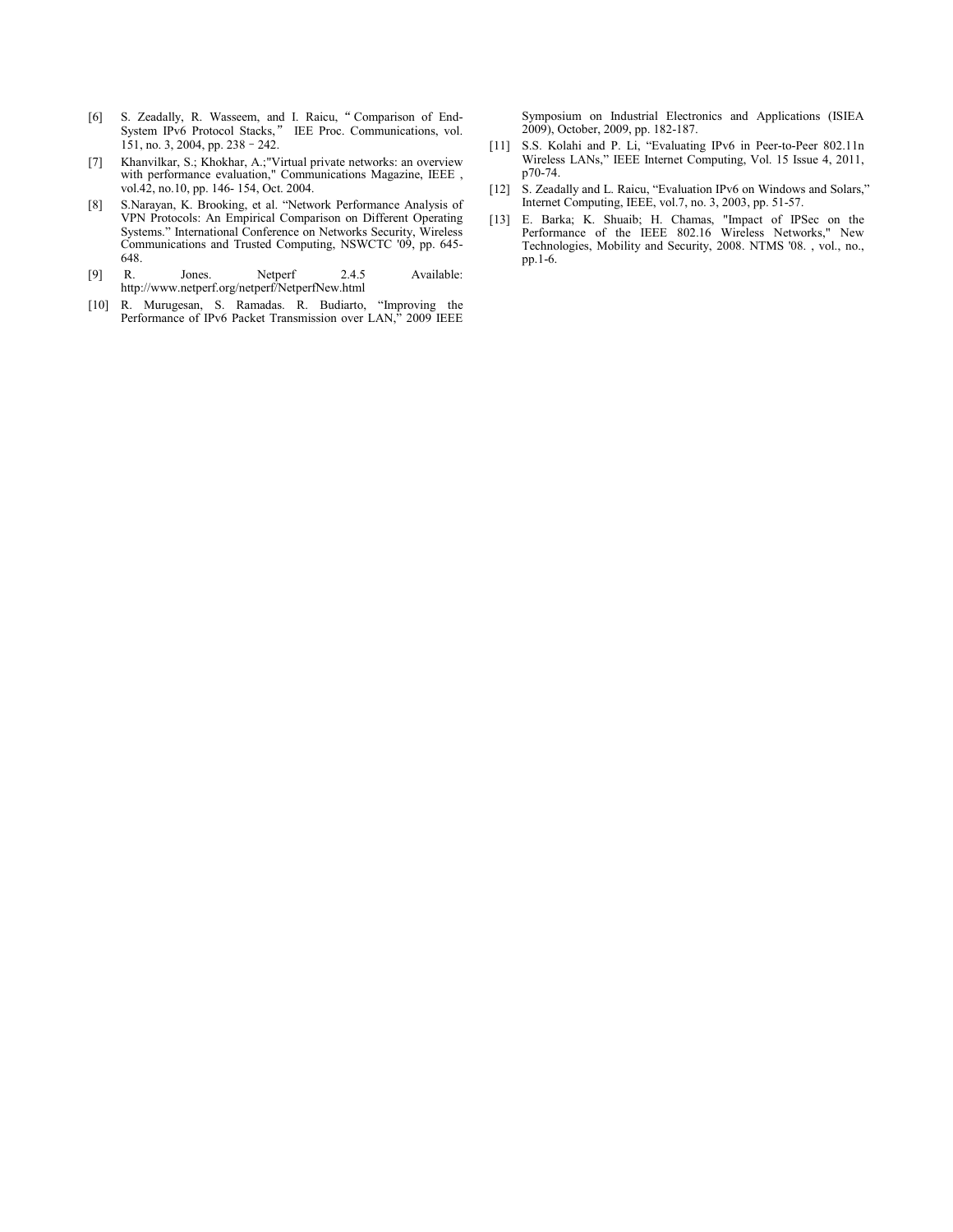[6] S. Zeadally, R. Wasseem, and I. Raicu, " Comparison of End-System IPv6 Protocol Stacks, " IEE Proc. Communications, vol. 151, no. 3, 2004, pp. 238 - 242.

[7] Khanvilkar, S.; Khokhar, A.;"Virtual private networks: an overview with performance evaluation," Communications Magazine, IEEE , vol.42, no.10, pp. 146- 154, Oct. 2004.

[8] S.Narayan, K. Brooking, et al. "Network Performance Analysis of VPN Protocols: An Empirical Comparison on Different Operating Systems." International Conference on Networks Security, Wireless Communications and Trusted Computing, NSWCTC '09, pp. 645-648.

[9] R. Jones. Netperf 2.4.5 Available: http://www.netperf.org/netperf/NetperfNew.html

[10] R. Murugesan, S. Ramadas. R. Budiarto, "Improving the Performance of IPv6 Packet Transmission over LAN," 2009 IEEE Symposium on Industrial Electronics and Applications (ISIEA 2009), October, 2009, pp. 182-187.

[11] S.S. Kolahi and P. Li, "Evaluating IPv6 in Peer-to-Peer 802.11n Wireless LANs," IEEE Internet Computing, Vol. 15 Issue 4, 2011, p70-74.

[12] S. Zeadally and L. Raicu, "Evaluation IPv6 on Windows and Solars," Internet Computing, IEEE, vol.7, no. 3, 2003, pp. 51-57.

[13] E. Barka; K. Shuaib; H. Chamas, "Impact of IPSec on the Performance of the IEEE 802.16 Wireless Networks," New Technologies, Mobility and Security, 2008. NTMS '08. , vol., no., pp.1-6.